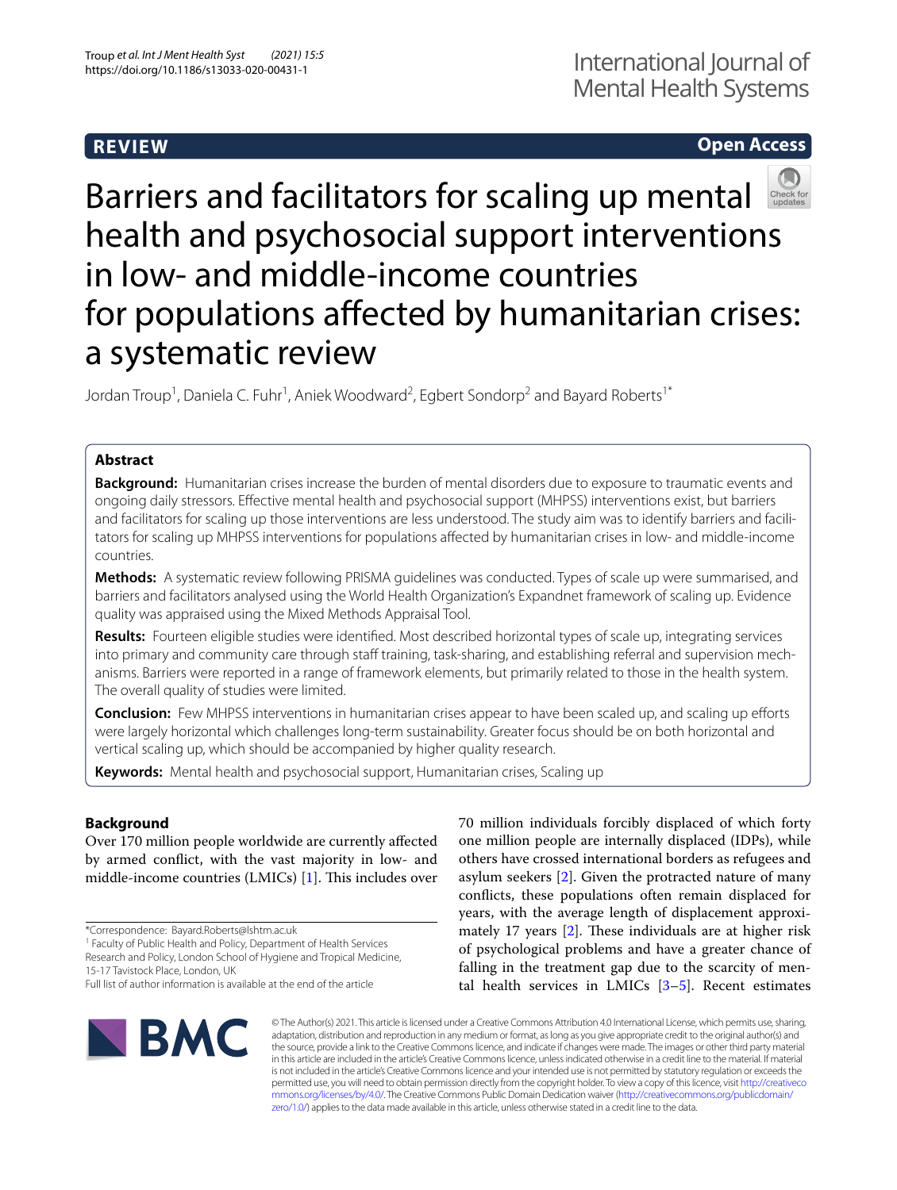**REVIEW**

**Open Access**

# Barriers and facilitators for scaling up mental health and psychosocial support interventions in low- and middle-income countries for populations affected by humanitarian crises: a systematic review

Jordan Troup[1], Daniela C. Fuhr[1], Aniek Woodward[2], Egbert Sondorp[2] and Bayard Roberts[1*]

## Abstract

**Background:** Humanitarian crises increase the burden of mental disorders due to exposure to traumatic events and ongoing daily stressors. Effective mental health and psychosocial support (MHPSS) interventions exist, but barriers and facilitators for scaling up those interventions are less understood. The study aim was to identify barriers and facilitators for scaling up MHPSS interventions for populations affected by humanitarian crises in low- and middle-income countries.

**Methods:** A systematic review following PRISMA guidelines was conducted. Types of scale up were summarised, and barriers and facilitators analysed using the World Health Organization's Expandnet framework of scaling up. Evidence quality was appraised using the Mixed Methods Appraisal Tool.

**Results:** Fourteen eligible studies were identified. Most described horizontal types of scale up, integrating services into primary and community care through staff training, task-sharing, and establishing referral and supervision mechanisms. Barriers were reported in a range of framework elements, but primarily related to those in the health system. The overall quality of studies were limited.

**Conclusion:** Few MHPSS interventions in humanitarian crises appear to have been scaled up, and scaling up efforts were largely horizontal which challenges long-term sustainability. Greater focus should be on both horizontal and vertical scaling up, which should be accompanied by higher quality research.

**Keywords:** Mental health and psychosocial support, Humanitarian crises, Scaling up

## Background

Over 170 million people worldwide are currently affected by armed conflict, with the vast majority in low- and middle-income countries (LMICs) [1]. This includes over 70 million individuals forcibly displaced of which forty one million people are internally displaced (IDPs), while others have crossed international borders as refugees and asylum seekers [2]. Given the protracted nature of many conflicts, these populations often remain displaced for years, with the average length of displacement approximately 17 years [2]. These individuals are at higher risk of psychological problems and have a greater chance of falling in the treatment gap due to the scarcity of mental health services in LMICs [3–5]. Recent estimates

*Correspondence: Bayard.Roberts@lshtm.ac.uk
[1] Faculty of Public Health and Policy, Department of Health Services Research and Policy, London School of Hygiene and Tropical Medicine, 15-17 Tavistock Place, London, UK
Full list of author information is available at the end of the article

© The Author(s) 2021. This article is licensed under a Creative Commons Attribution 4.0 International License, which permits use, sharing, adaptation, distribution and reproduction in any medium or format, as long as you give appropriate credit to the original author(s) and the source, provide a link to the Creative Commons licence, and indicate if changes were made. The images or other third party material in this article are included in the article's Creative Commons licence, unless indicated otherwise in a credit line to the material. If material is not included in the article's Creative Commons licence and your intended use is not permitted by statutory regulation or exceeds the permitted use, you will need to obtain permission directly from the copyright holder. To view a copy of this licence, visit http://creativecommons.org/licenses/by/4.0/. The Creative Commons Public Domain Dedication waiver (http://creativecommons.org/publicdomain/zero/1.0/) applies to the data made available in this article, unless otherwise stated in a credit line to the data.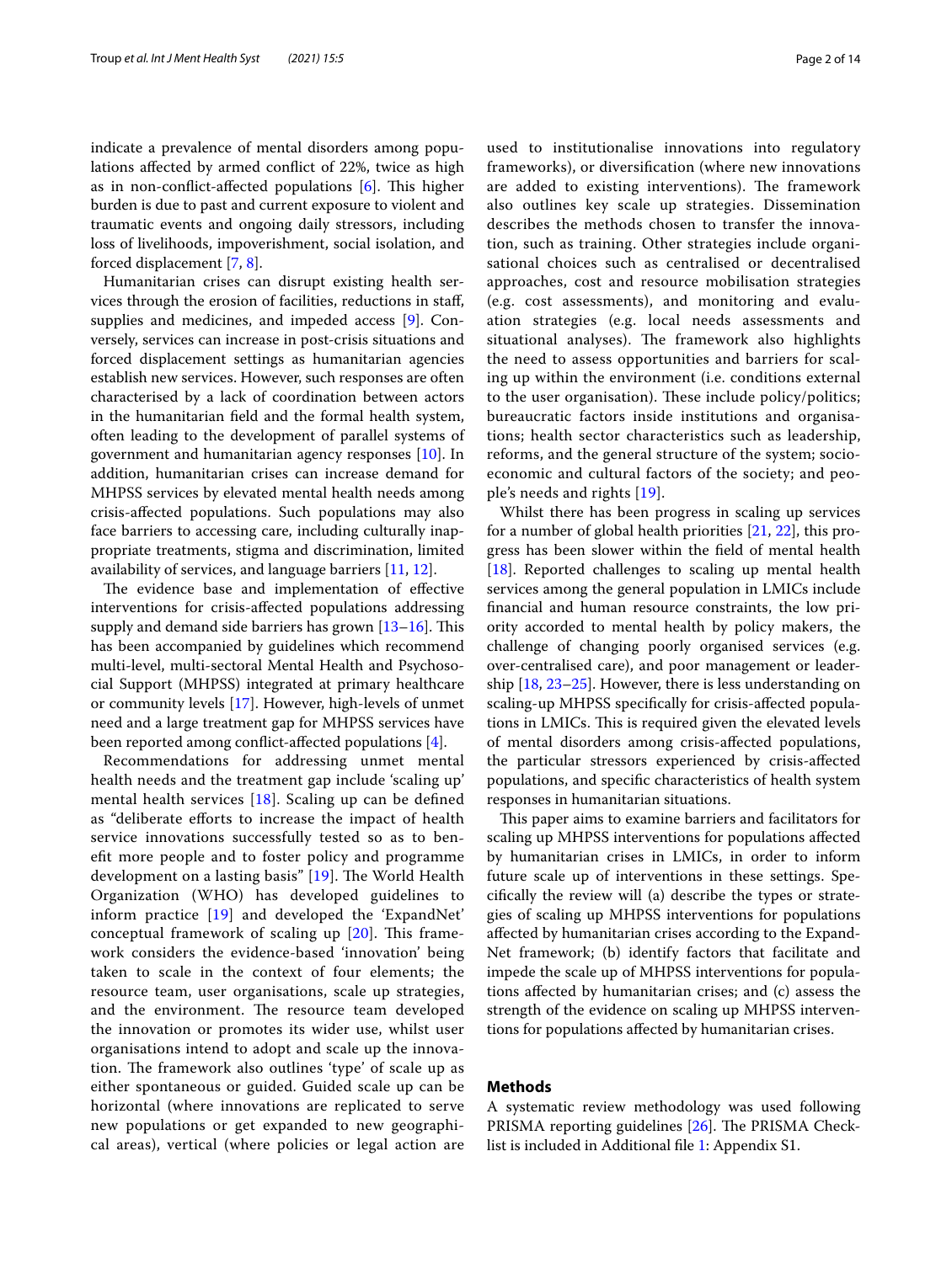indicate a prevalence of mental disorders among populations affected by armed conflict of 22%, twice as high as in non-conflict-affected populations [6]. This higher burden is due to past and current exposure to violent and traumatic events and ongoing daily stressors, including loss of livelihoods, impoverishment, social isolation, and forced displacement [7, 8].

Humanitarian crises can disrupt existing health services through the erosion of facilities, reductions in staff, supplies and medicines, and impeded access [9]. Conversely, services can increase in post-crisis situations and forced displacement settings as humanitarian agencies establish new services. However, such responses are often characterised by a lack of coordination between actors in the humanitarian field and the formal health system, often leading to the development of parallel systems of government and humanitarian agency responses [10]. In addition, humanitarian crises can increase demand for MHPSS services by elevated mental health needs among crisis-affected populations. Such populations may also face barriers to accessing care, including culturally inappropriate treatments, stigma and discrimination, limited availability of services, and language barriers [11, 12].

The evidence base and implementation of effective interventions for crisis-affected populations addressing supply and demand side barriers has grown [13–16]. This has been accompanied by guidelines which recommend multi-level, multi-sectoral Mental Health and Psychosocial Support (MHPSS) integrated at primary healthcare or community levels [17]. However, high-levels of unmet need and a large treatment gap for MHPSS services have been reported among conflict-affected populations [4].

Recommendations for addressing unmet mental health needs and the treatment gap include 'scaling up' mental health services [18]. Scaling up can be defined as "deliberate efforts to increase the impact of health service innovations successfully tested so as to benefit more people and to foster policy and programme development on a lasting basis" [19]. The World Health Organization (WHO) has developed guidelines to inform practice [19] and developed the 'ExpandNet' conceptual framework of scaling up [20]. This framework considers the evidence-based 'innovation' being taken to scale in the context of four elements; the resource team, user organisations, scale up strategies, and the environment. The resource team developed the innovation or promotes its wider use, whilst user organisations intend to adopt and scale up the innovation. The framework also outlines 'type' of scale up as either spontaneous or guided. Guided scale up can be horizontal (where innovations are replicated to serve new populations or get expanded to new geographical areas), vertical (where policies or legal action are used to institutionalise innovations into regulatory frameworks), or diversification (where new innovations are added to existing interventions). The framework also outlines key scale up strategies. Dissemination describes the methods chosen to transfer the innovation, such as training. Other strategies include organisational choices such as centralised or decentralised approaches, cost and resource mobilisation strategies (e.g. cost assessments), and monitoring and evaluation strategies (e.g. local needs assessments and situational analyses). The framework also highlights the need to assess opportunities and barriers for scaling up within the environment (i.e. conditions external to the user organisation). These include policy/politics; bureaucratic factors inside institutions and organisations; health sector characteristics such as leadership, reforms, and the general structure of the system; socioeconomic and cultural factors of the society; and people's needs and rights [19].

Whilst there has been progress in scaling up services for a number of global health priorities [21, 22], this progress has been slower within the field of mental health [18]. Reported challenges to scaling up mental health services among the general population in LMICs include financial and human resource constraints, the low priority accorded to mental health by policy makers, the challenge of changing poorly organised services (e.g. over-centralised care), and poor management or leadership [18, 23–25]. However, there is less understanding on scaling-up MHPSS specifically for crisis-affected populations in LMICs. This is required given the elevated levels of mental disorders among crisis-affected populations, the particular stressors experienced by crisis-affected populations, and specific characteristics of health system responses in humanitarian situations.

This paper aims to examine barriers and facilitators for scaling up MHPSS interventions for populations affected by humanitarian crises in LMICs, in order to inform future scale up of interventions in these settings. Specifically the review will (a) describe the types or strategies of scaling up MHPSS interventions for populations affected by humanitarian crises according to the ExpandNet framework; (b) identify factors that facilitate and impede the scale up of MHPSS interventions for populations affected by humanitarian crises; and (c) assess the strength of the evidence on scaling up MHPSS interventions for populations affected by humanitarian crises.

## Methods

A systematic review methodology was used following PRISMA reporting guidelines [26]. The PRISMA Checklist is included in Additional file 1: Appendix S1.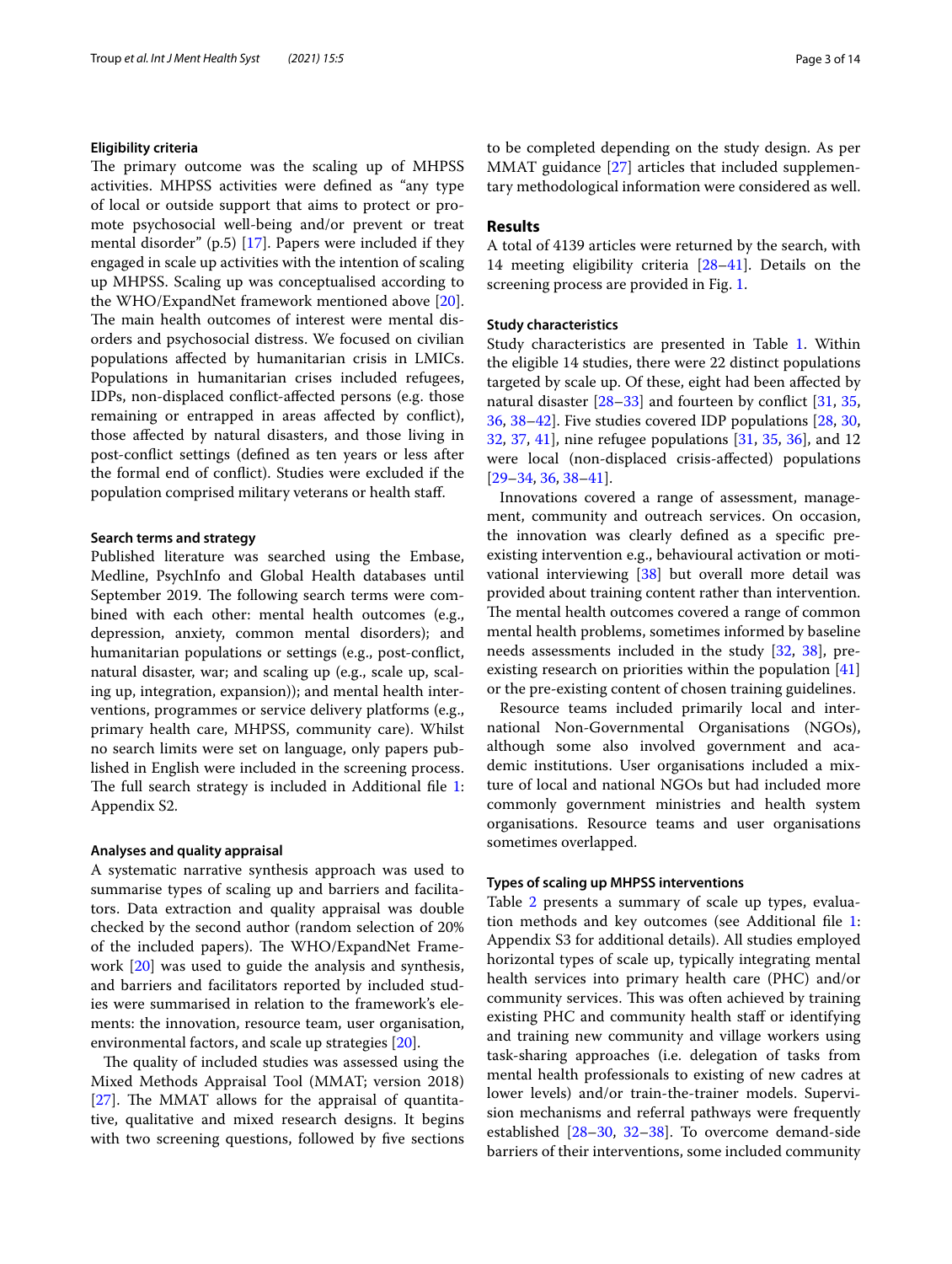### Eligibility criteria

The primary outcome was the scaling up of MHPSS activities. MHPSS activities were defined as "any type of local or outside support that aims to protect or promote psychosocial well-being and/or prevent or treat mental disorder" (p.5) [17]. Papers were included if they engaged in scale up activities with the intention of scaling up MHPSS. Scaling up was conceptualised according to the WHO/ExpandNet framework mentioned above [20]. The main health outcomes of interest were mental disorders and psychosocial distress. We focused on civilian populations affected by humanitarian crisis in LMICs. Populations in humanitarian crises included refugees, IDPs, non-displaced conflict-affected persons (e.g. those remaining or entrapped in areas affected by conflict), those affected by natural disasters, and those living in post-conflict settings (defined as ten years or less after the formal end of conflict). Studies were excluded if the population comprised military veterans or health staff.

### Search terms and strategy

Published literature was searched using the Embase, Medline, PsychInfo and Global Health databases until September 2019. The following search terms were combined with each other: mental health outcomes (e.g., depression, anxiety, common mental disorders); and humanitarian populations or settings (e.g., post-conflict, natural disaster, war; and scaling up (e.g., scale up, scaling up, integration, expansion)); and mental health interventions, programmes or service delivery platforms (e.g., primary health care, MHPSS, community care). Whilst no search limits were set on language, only papers published in English were included in the screening process. The full search strategy is included in Additional file 1: Appendix S2.

### Analyses and quality appraisal

A systematic narrative synthesis approach was used to summarise types of scaling up and barriers and facilitators. Data extraction and quality appraisal was double checked by the second author (random selection of 20% of the included papers). The WHO/ExpandNet Framework [20] was used to guide the analysis and synthesis, and barriers and facilitators reported by included studies were summarised in relation to the framework's elements: the innovation, resource team, user organisation, environmental factors, and scale up strategies [20].

The quality of included studies was assessed using the Mixed Methods Appraisal Tool (MMAT; version 2018) [27]. The MMAT allows for the appraisal of quantitative, qualitative and mixed research designs. It begins with two screening questions, followed by five sections to be completed depending on the study design. As per MMAT guidance [27] articles that included supplementary methodological information were considered as well.

## Results

A total of 4139 articles were returned by the search, with 14 meeting eligibility criteria [28–41]. Details on the screening process are provided in Fig. 1.

### Study characteristics

Study characteristics are presented in Table 1. Within the eligible 14 studies, there were 22 distinct populations targeted by scale up. Of these, eight had been affected by natural disaster [28–33] and fourteen by conflict [31, 35, 36, 38–42]. Five studies covered IDP populations [28, 30, 32, 37, 41], nine refugee populations [31, 35, 36], and 12 were local (non-displaced crisis-affected) populations [29–34, 36, 38–41].

Innovations covered a range of assessment, management, community and outreach services. On occasion, the innovation was clearly defined as a specific pre-existing intervention e.g., behavioural activation or motivational interviewing [38] but overall more detail was provided about training content rather than intervention. The mental health outcomes covered a range of common mental health problems, sometimes informed by baseline needs assessments included in the study [32, 38], pre-existing research on priorities within the population [41] or the pre-existing content of chosen training guidelines.

Resource teams included primarily local and international Non-Governmental Organisations (NGOs), although some also involved government and academic institutions. User organisations included a mixture of local and national NGOs but had included more commonly government ministries and health system organisations. Resource teams and user organisations sometimes overlapped.

### Types of scaling up MHPSS interventions

Table 2 presents a summary of scale up types, evaluation methods and key outcomes (see Additional file 1: Appendix S3 for additional details). All studies employed horizontal types of scale up, typically integrating mental health services into primary health care (PHC) and/or community services. This was often achieved by training existing PHC and community health staff or identifying and training new community and village workers using task-sharing approaches (i.e. delegation of tasks from mental health professionals to existing of new cadres at lower levels) and/or train-the-trainer models. Supervision mechanisms and referral pathways were frequently established [28–30, 32–38]. To overcome demand-side barriers of their interventions, some included community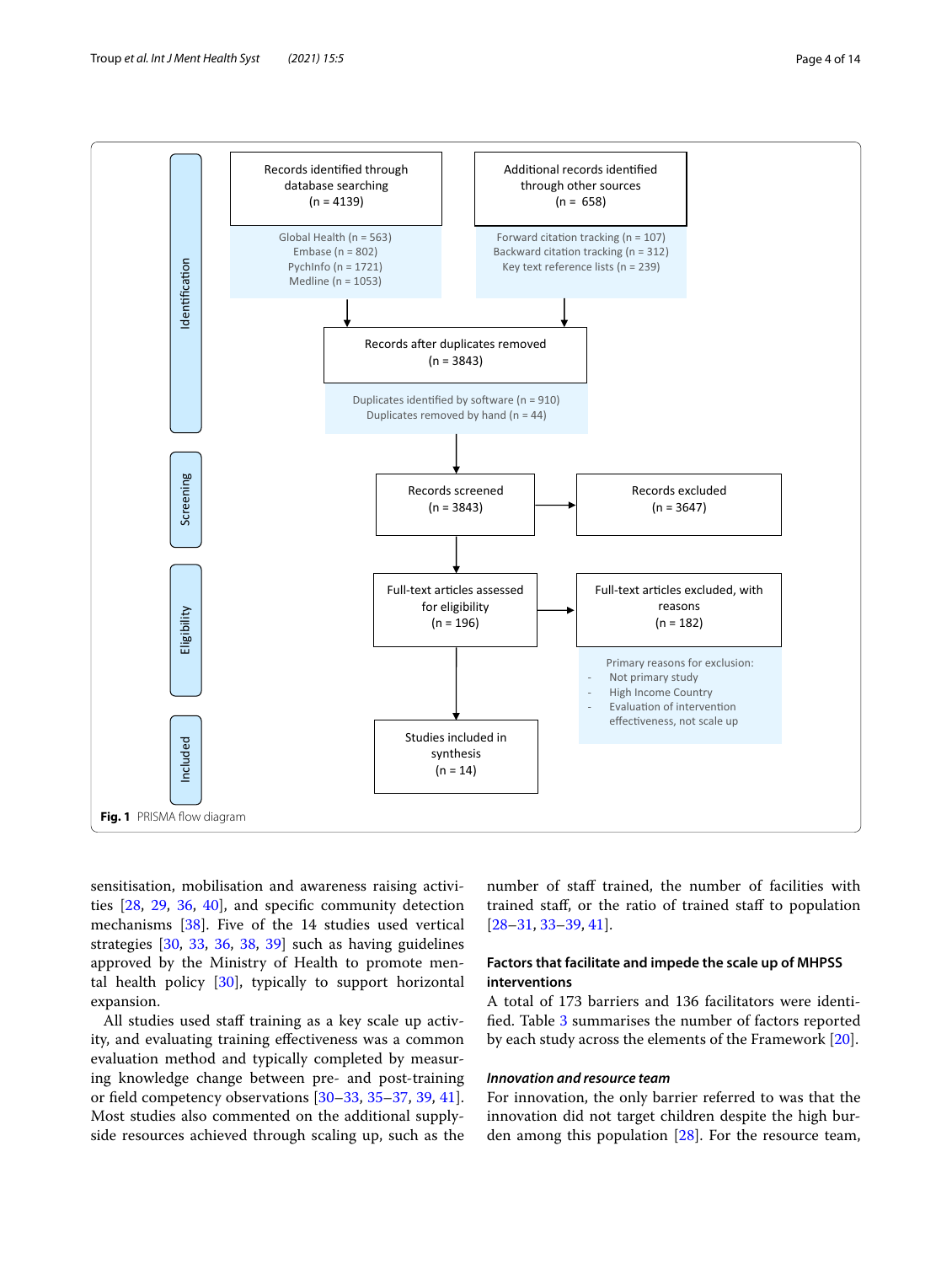Identification

Records identified through database searching (n = 4139)

Global Health (n = 563)
Embase (n = 802)
PychInfo (n = 1721)
Medline (n = 1053)

Additional records identified through other sources (n = 658)

Forward citation tracking (n = 107)
Backward citation tracking (n = 312)
Key text reference lists (n = 239)

Records after duplicates removed (n = 3843)

Duplicates identified by software (n = 910)
Duplicates removed by hand (n = 44)

Screening

Records screened (n = 3843)

Records excluded (n = 3647)

Eligibility

Full-text articles assessed for eligibility (n = 196)

Full-text articles excluded, with reasons (n = 182)

Primary reasons for exclusion:
- Not primary study
- High Income Country
- Evaluation of intervention effectiveness, not scale up

Included

Studies included in synthesis (n = 14)

**Fig. 1** PRISMA flow diagram

sensitisation, mobilisation and awareness raising activities [28, 29, 36, 40], and specific community detection mechanisms [38]. Five of the 14 studies used vertical strategies [30, 33, 36, 38, 39] such as having guidelines approved by the Ministry of Health to promote mental health policy [30], typically to support horizontal expansion.

All studies used staff training as a key scale up activity, and evaluating training effectiveness was a common evaluation method and typically completed by measuring knowledge change between pre- and post-training or field competency observations [30–33, 35–37, 39, 41]. Most studies also commented on the additional supply-side resources achieved through scaling up, such as the number of staff trained, the number of facilities with trained staff, or the ratio of trained staff to population [28–31, 33–39, 41].

### Factors that facilitate and impede the scale up of MHPSS interventions

A total of 173 barriers and 136 facilitators were identified. Table 3 summarises the number of factors reported by each study across the elements of the Framework [20].

#### *Innovation and resource team*

For innovation, the only barrier referred to was that the innovation did not target children despite the high burden among this population [28]. For the resource team,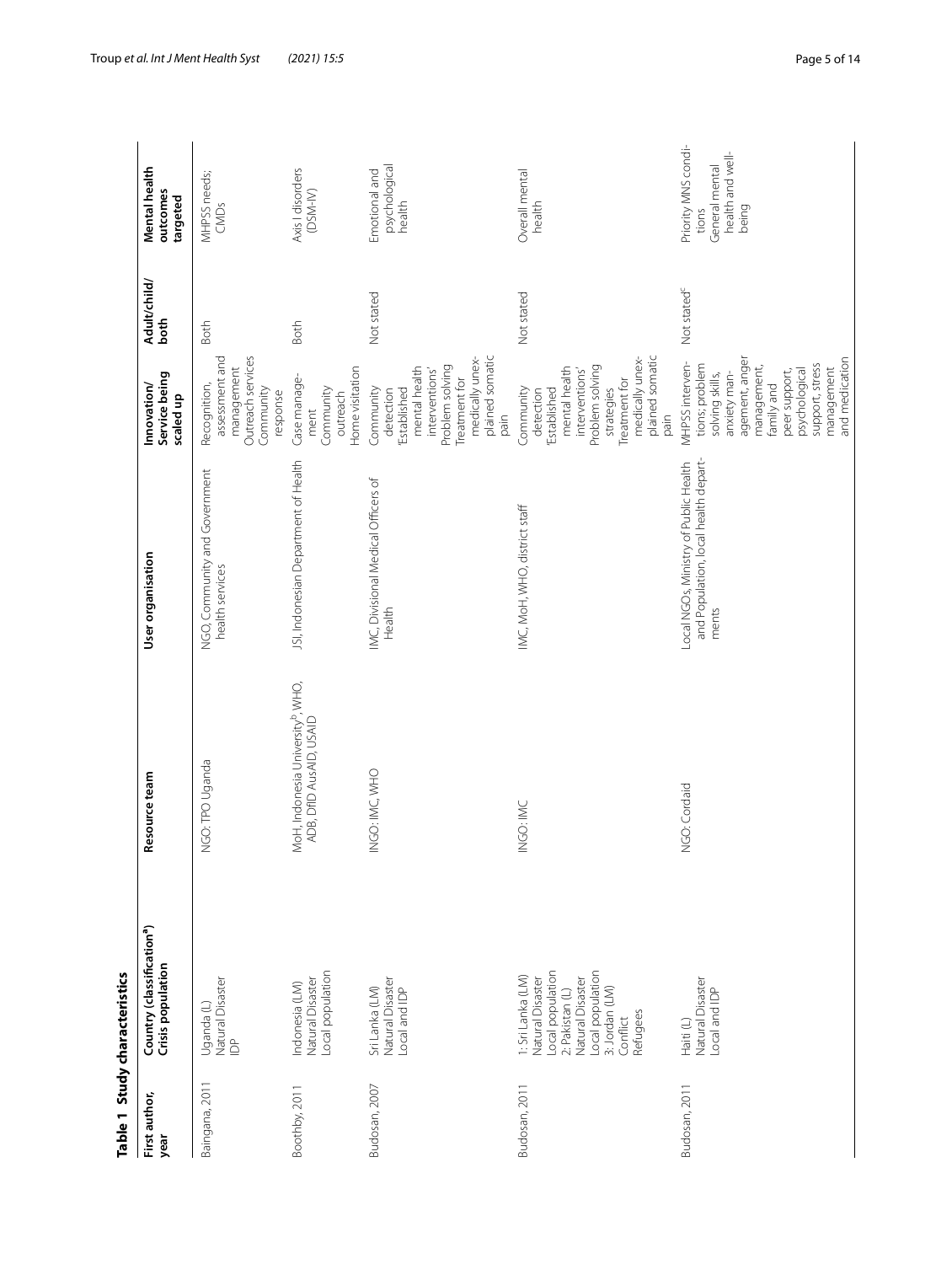**Table 1 Study characteristics**

| First author, year | Country (classification[a]) Crisis population | Resource team | User organisation | Innovation/ Service being scaled up | Adult/child/ both | Mental health outcomes targeted |
|---|---|---|---|---|---|---|
| Baingana, 2011 | Uganda (L) Natural Disaster IDP | NGO: TPO Uganda | NGO, Community and Government health services | Recognition, assessment and management Outreach services Community response | Both | MHPSS needs; CMDs |
| Boothby, 2011 | Indonesia (LM) Natural Disaster Local population | MoH, Indonesia University[b], WHO, ADB, DfID AusAID, USAID | JSI, Indonesian Department of Health | Case management Community outreach Home visitation | Both | Axis I disorders (DSM-IV) |
| Budosan, 2007 | Sri Lanka (LM) Natural Disaster Local and IDP | INGO: IMC, WHO | IMC, Divisional Medical Officers of Health | Community detection 'Established mental health interventions' Problem solving Treatment for medically unexplained somatic pain | Not stated | Emotional and psychological health |
| Budosan, 2011 | 1: Sri Lanka (LM) Natural Disaster Local population 2: Pakistan (L) Natural Disaster Local population 3: Jordan (LM) Conflict Refugees | INGO: IMC | IMC, MoH, WHO, district staff | Community detection 'Established mental health interventions' Problem solving strategies Treatment for medically unexplained somatic pain | Not stated | Overall mental health |
| Budosan, 2011 | Haiti (L) Natural Disaster Local and IDP | NGO: Cordaid | Local NGOs, Ministry of Public Health and Population, local health departments | MHPSS interventions; problem solving skills, anxiety management, anger management, family and peer support, psychological support, stress management and medication | Not stated[c] | Priority MNS conditions General mental health and well-being |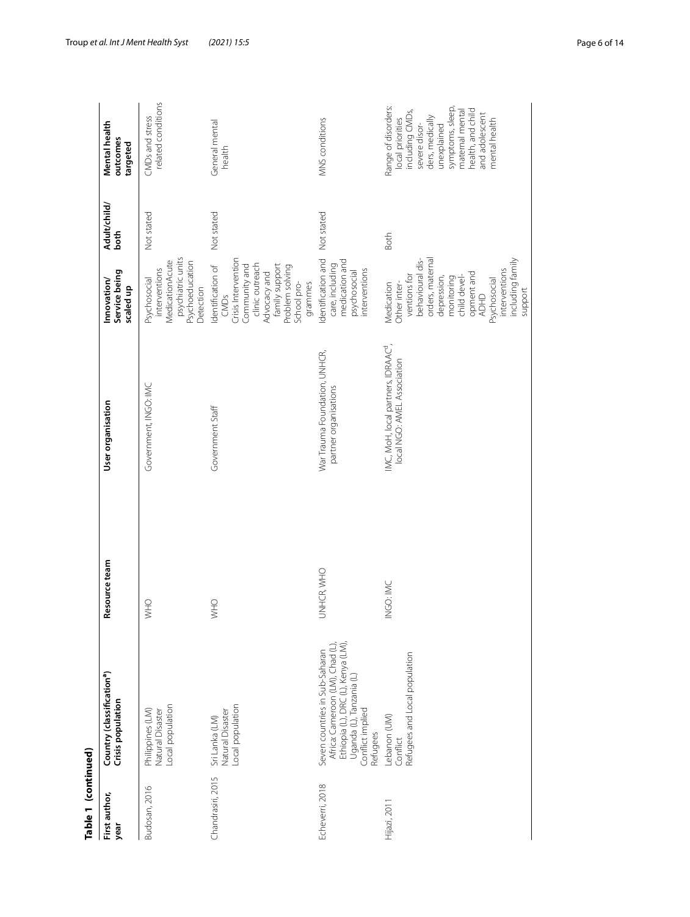**Table 1 (continued)**

| First author, year | Country (classification[a]) Crisis population | Resource team | User organisation | Innovation/ Service being scaled up | Adult/child/ both | Mental health outcomes targeted |
|---|---|---|---|---|---|---|
| Budosan, 2016 | Philippines (LM) Natural Disaster Local population | WHO | Government, INGO: IMC | Psychosocial interventions MedicationAcute psychiatric units Psychoeducation Detection | Not stated | CMDs and stress related conditions |
| Chandrasiri, 2015 | Sri Lanka (LM) Natural Disaster Local population | WHO | Government Staff | Identification of CMDs Crisis Intervention Community and clinic outreach Advocacy and family support Problem solving School programmes | Not stated | General mental health |
| Echeverri, 2018 | Seven countries in Sub-Saharan Africa: Cameroon (LM), Chad (L), Ethiopia (L), DRC (L), Kenya (LM), Uganda (L), Tanzania (L) Conflict implied Refugees | UNHCR, WHO | War Trauma Foundation, UNHCR, partner organisations | Identification and care, including medication and psychosocial interventions | Not stated | MNS conditions |
| Hijazi, 2011 | Lebanon (UM) Conflict Refugees and Local population | INGO: IMC | IMC, MoH, local partners, IDRAAC[d], local NGO: AMEL Association | Medication Other interventions for behavioural disorders, maternal depression, monitoring child development and ADHD Psychosocial interventions including family support | Both | Range of disorders: local priorities including CMDs, severe disorders, medically unexplained symptoms, sleep, maternal mental health, and child and adolescent mental health |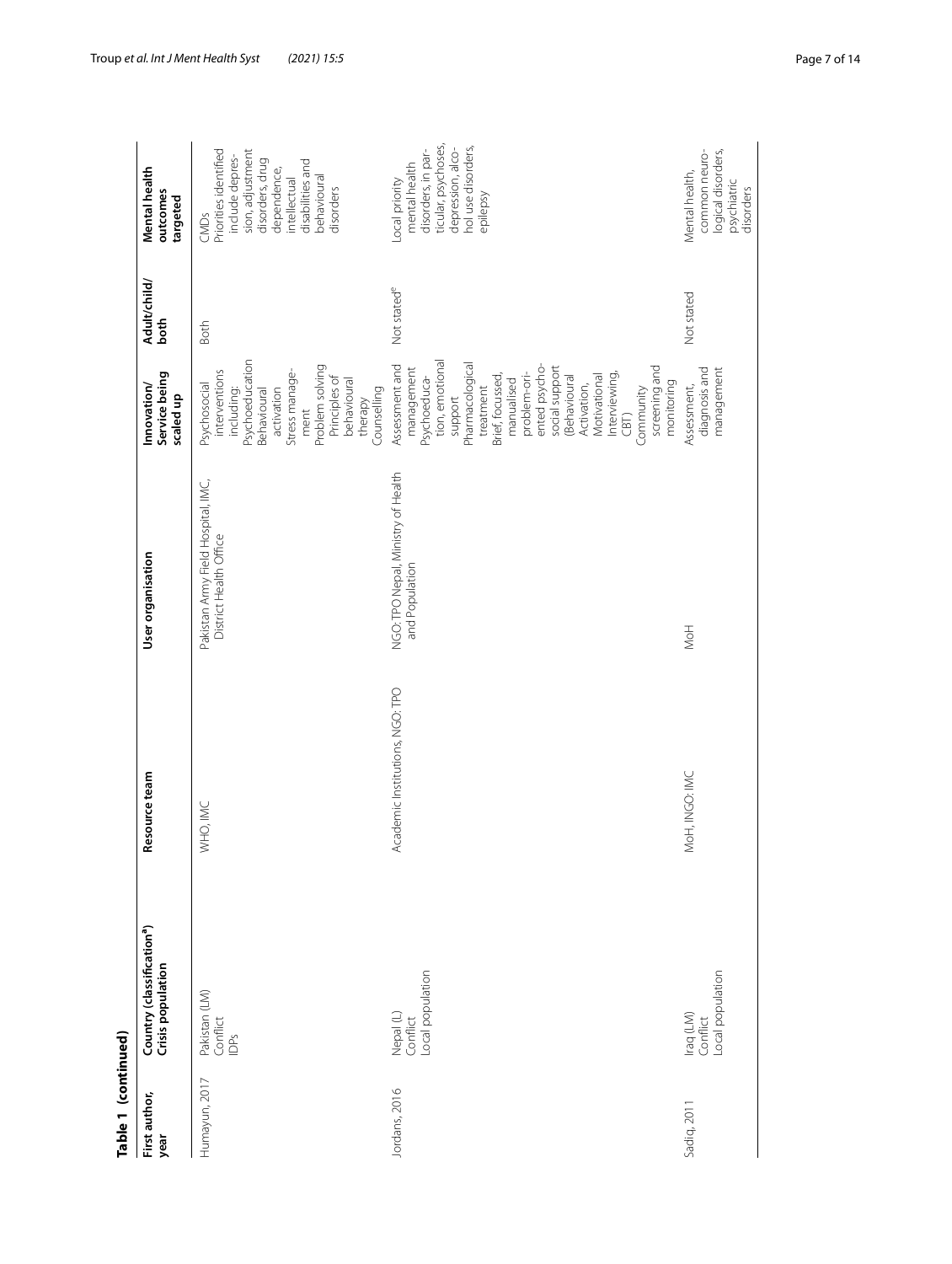**Table 1 (continued)**

| First author, year | Country (classification[a]) Crisis population | Resource team | User organisation | Innovation/ Service being scaled up | Adult/child/ both | Mental health outcomes targeted |
|---|---|---|---|---|---|---|
| Humayun, 2017 | Pakistan (LM) Conflict IDPs | WHO, IMC | Pakistan Army Field Hospital, IMC, District Health Office | Psychosocial interventions including: Psychoeducation Behavioural activation Stress management Problem solving Principles of behavioural therapy Counselling | Both | CMDs Priorities identified include depression, adjustment disorders, drug dependence, intellectual disabilities and behavioural disorders |
| Jordans, 2016 | Nepal (L) Conflict Local population | Academic Institutions, NGO: TPO | NGO: TPO Nepal, Ministry of Health and Population | Assessment and management Psychoeducation, emotional support Pharmacological treatment Brief, focussed, manualised problem-oriented psychosocial support (Behavioural Activation, Motivational Interviewing, CBT) Community screening and monitoring | Not stated[e] | Local priority mental health disorders, in particular, psychoses, depression, alcohol use disorders, epilepsy |
| Sadiq, 2011 | Iraq (LM) Conflict Local population | MoH, INGO: IMC | MoH | Assessment, diagnosis and management | Not stated | Mental health, common neurological disorders, psychiatric disorders |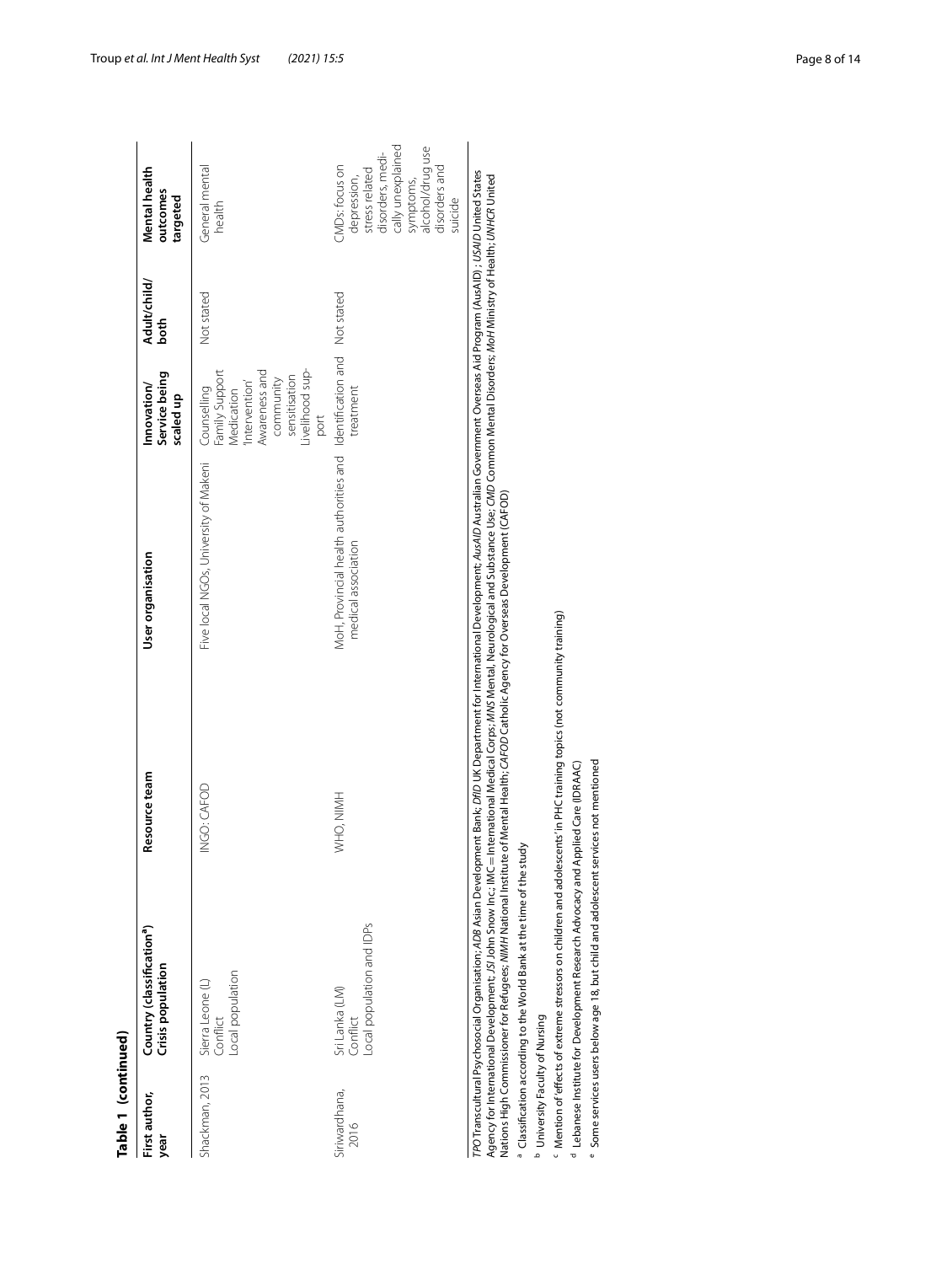**Table 1 (continued)**

| First author, year | Country (classification[a]) Crisis population | Resource team | User organisation | Innovation/ Service being scaled up | Adult/child/ both | Mental health outcomes targeted |
|---|---|---|---|---|---|---|
| Shackman, 2013 | Sierra Leone (L) Conflict Local population | INGO: CAFOD | Five local NGOs, University of Makeni | Counselling Family Support Medication 'Intervention' Awareness and community sensitisation Livelihood support | Not stated | General mental health |
| Siriwardhana, 2016 | Sri Lanka (LM) Conflict Local population and IDPs | WHO, NIMH | MoH, Provincial health authorities and medical association | Identification and treatment | Not stated | CMDs: focus on depression, stress related disorders, medically unexplained symptoms, alcohol/drug use disorders and suicide |

*TPO* Transcultural Psychosocial Organisation; *ADB* Asian Development Bank; *DfID* UK Department for International Development; *AusAID* Australian Government Overseas Aid Program (AusAID) ; *USAID* United States Agency for International Development; *JSI* John Snow Inc.; IMC = International Medical Corps; *MNS* Mental, Neurological and Substance Use; *CMD* Common Mental Disorders; *MoH* Ministry of Health; *UNHCR* United Nations High Commissioner for Refugees; *NIMH* National Institute of Mental Health; *CAFOD* Catholic Agency for Overseas Development (CAFOD)

[a] Classification according to the World Bank at the time of the study

[b] University Faculty of Nursing

[c] Mention of 'effects of extreme stressors on children and adolescents' in PHC training topics (not community training)

[d] Lebanese Institute for Development Research Advocacy and Applied Care (IDRAAC)

[e] Some services users below age 18, but child and adolescent services not mentioned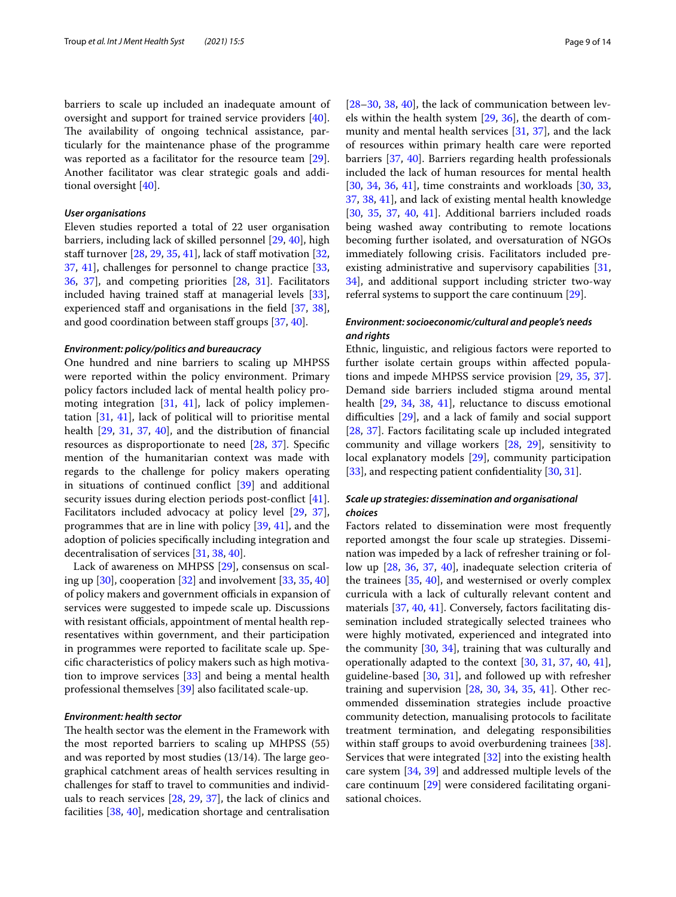barriers to scale up included an inadequate amount of oversight and support for trained service providers [40]. The availability of ongoing technical assistance, particularly for the maintenance phase of the programme was reported as a facilitator for the resource team [29]. Another facilitator was clear strategic goals and additional oversight [40].

#### *User organisations*

Eleven studies reported a total of 22 user organisation barriers, including lack of skilled personnel [29, 40], high staff turnover [28, 29, 35, 41], lack of staff motivation [32, 37, 41], challenges for personnel to change practice [33, 36, 37], and competing priorities [28, 31]. Facilitators included having trained staff at managerial levels [33], experienced staff and organisations in the field [37, 38], and good coordination between staff groups [37, 40].

#### *Environment: policy/politics and bureaucracy*

One hundred and nine barriers to scaling up MHPSS were reported within the policy environment. Primary policy factors included lack of mental health policy promoting integration [31, 41], lack of policy implementation [31, 41], lack of political will to prioritise mental health [29, 31, 37, 40], and the distribution of financial resources as disproportionate to need [28, 37]. Specific mention of the humanitarian context was made with regards to the challenge for policy makers operating in situations of continued conflict [39] and additional security issues during election periods post-conflict [41]. Facilitators included advocacy at policy level [29, 37], programmes that are in line with policy [39, 41], and the adoption of policies specifically including integration and decentralisation of services [31, 38, 40].

Lack of awareness on MHPSS [29], consensus on scaling up [30], cooperation [32] and involvement [33, 35, 40] of policy makers and government officials in expansion of services were suggested to impede scale up. Discussions with resistant officials, appointment of mental health representatives within government, and their participation in programmes were reported to facilitate scale up. Specific characteristics of policy makers such as high motivation to improve services [33] and being a mental health professional themselves [39] also facilitated scale-up.

#### *Environment: health sector*

The health sector was the element in the Framework with the most reported barriers to scaling up MHPSS (55) and was reported by most studies (13/14). The large geographical catchment areas of health services resulting in challenges for staff to travel to communities and individuals to reach services [28, 29, 37], the lack of clinics and facilities [38, 40], medication shortage and centralisation [28–30, 38, 40], the lack of communication between levels within the health system [29, 36], the dearth of community and mental health services [31, 37], and the lack of resources within primary health care were reported barriers [37, 40]. Barriers regarding health professionals included the lack of human resources for mental health [30, 34, 36, 41], time constraints and workloads [30, 33, 37, 38, 41], and lack of existing mental health knowledge [30, 35, 37, 40, 41]. Additional barriers included roads being washed away contributing to remote locations becoming further isolated, and oversaturation of NGOs immediately following crisis. Facilitators included pre-existing administrative and supervisory capabilities [31, 34], and additional support including stricter two-way referral systems to support the care continuum [29].

#### *Environment: socioeconomic/cultural and people's needs and rights*

Ethnic, linguistic, and religious factors were reported to further isolate certain groups within affected populations and impede MHPSS service provision [29, 35, 37]. Demand side barriers included stigma around mental health [29, 34, 38, 41], reluctance to discuss emotional difficulties [29], and a lack of family and social support [28, 37]. Factors facilitating scale up included integrated community and village workers [28, 29], sensitivity to local explanatory models [29], community participation [33], and respecting patient confidentiality [30, 31].

#### *Scale up strategies: dissemination and organisational choices*

Factors related to dissemination were most frequently reported amongst the four scale up strategies. Dissemination was impeded by a lack of refresher training or follow up [28, 36, 37, 40], inadequate selection criteria of the trainees [35, 40], and westernised or overly complex curricula with a lack of culturally relevant content and materials [37, 40, 41]. Conversely, factors facilitating dissemination included strategically selected trainees who were highly motivated, experienced and integrated into the community [30, 34], training that was culturally and operationally adapted to the context [30, 31, 37, 40, 41], guideline-based [30, 31], and followed up with refresher training and supervision [28, 30, 34, 35, 41]. Other recommended dissemination strategies include proactive community detection, manualising protocols to facilitate treatment termination, and delegating responsibilities within staff groups to avoid overburdening trainees [38]. Services that were integrated [32] into the existing health care system [34, 39] and addressed multiple levels of the care continuum [29] were considered facilitating organisational choices.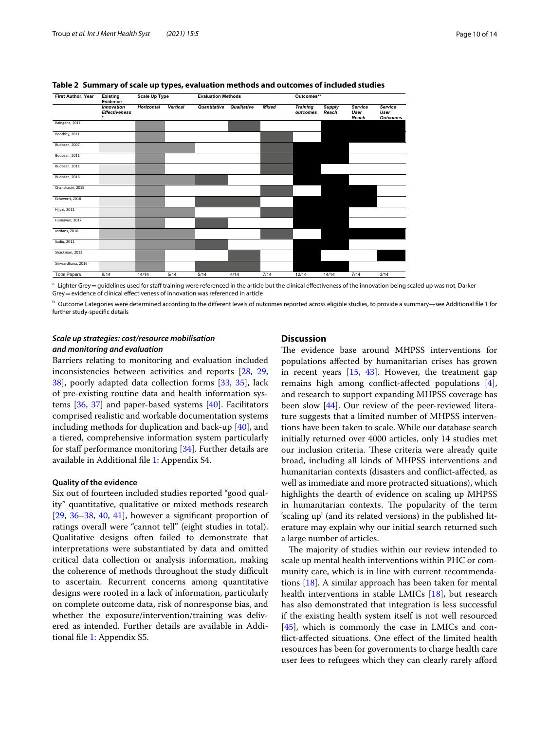**Table 2 Summary of scale up types, evaluation methods and outcomes of included studies**

Shading in the original is shown as text: "Lighter grey"/"Darker grey" for Existing Evidence (see footnote a); ■ = shaded cell.

| First Author, Year | Existing Evidence | Scale Up Type | | Evaluation Methods | | | Outcomes** | | | |
|---|---|---|---|---|---|---|---|---|---|---|
| | *Innovation Effectiveness* * | *Horizontal* | *Vertical* | *Quantitative* | *Qualitative* | *Mixed* | *Training outcomes* | *Supply Reach* | *Service User Reach* | *Service User Outcomes* |
| Baingana, 2011 | | ■ | | | ■ | | | ■ | ■ | ■ |
| Boothby, 2011 | | ■ | | | | ■ | | ■ | ■ | ■ |
| Budosan, 2007 | Lighter grey | ■ | ■ | | | ■ | ■ | ■ | | |
| Budosan, 2011 | | ■ | | | | ■ | ■ | ■ | | |
| Budosan, 2011 | Lighter grey | ■ | | | | ■ | ■ | | | |
| Budosan, 2016 | Lighter grey | ■ | ■ | ■ | | | ■ | ■ | | |
| Chandrasiri, 2015 | | ■ | | | | ■ | | ■ | ■ | |
| Echeverri, 2018 | Lighter grey | ■ | | ■ | ■ | | ■ | ■ | ■ | |
| Hijazi, 2011 | Lighter grey | ■ | ■ | | | ■ | ■ | ■ | | |
| Humayun, 2017 | Lighter grey | ■ | | ■ | | | ■ | ■ | | |
| Jordans, 2016 | Darker grey | ■ | ■ | | | ■ | | ■ | ■ | ■ |
| Sadiq, 2011 | Lighter grey | ■ | ■ | ■ | | | ■ | ■ | | |
| Shackman, 2013 | | ■ | | | ■ | | ■ | | | ■ |
| Siriwardhana, 2016 | Lighter grey | ■ | | ■ | ■ | | ■ | ■ | | |
| Total Papers | 9/14 | 14/14 | 5/14 | 5/14 | 4/14 | 7/14 | 12/14 | 14/14 | 7/14 | 3/14 |

[a] Lighter Grey = guidelines used for staff training were referenced in the article but the clinical effectiveness of the innovation being scaled up was not, Darker Grey = evidence of clinical effectiveness of innovation was referenced in article

[b] Outcome Categories were determined according to the different levels of outcomes reported across eligible studies, to provide a summary—see Additional file 1 for further study-specific details

### *Scale up strategies: cost/resource mobilisation and monitoring and evaluation*

Barriers relating to monitoring and evaluation included inconsistencies between activities and reports [28, 29, 38], poorly adapted data collection forms [33, 35], lack of pre-existing routine data and health information systems [36, 37] and paper-based systems [40]. Facilitators comprised realistic and workable documentation systems including methods for duplication and back-up [40], and a tiered, comprehensive information system particularly for staff performance monitoring [34]. Further details are available in Additional file 1: Appendix S4.

### Quality of the evidence

Six out of fourteen included studies reported "good quality" quantitative, qualitative or mixed methods research [29, 36–38, 40, 41], however a significant proportion of ratings overall were "cannot tell" (eight studies in total). Qualitative designs often failed to demonstrate that interpretations were substantiated by data and omitted critical data collection or analysis information, making the coherence of methods throughout the study difficult to ascertain. Recurrent concerns among quantitative designs were rooted in a lack of information, particularly on complete outcome data, risk of nonresponse bias, and whether the exposure/intervention/training was delivered as intended. Further details are available in Additional file 1: Appendix S5.

## Discussion

The evidence base around MHPSS interventions for populations affected by humanitarian crises has grown in recent years [15, 43]. However, the treatment gap remains high among conflict-affected populations [4], and research to support expanding MHPSS coverage has been slow [44]. Our review of the peer-reviewed literature suggests that a limited number of MHPSS interventions have been taken to scale. While our database search initially returned over 4000 articles, only 14 studies met our inclusion criteria. These criteria were already quite broad, including all kinds of MHPSS interventions and humanitarian contexts (disasters and conflict-affected, as well as immediate and more protracted situations), which highlights the dearth of evidence on scaling up MHPSS in humanitarian contexts. The popularity of the term 'scaling up' (and its related versions) in the published literature may explain why our initial search returned such a large number of articles.

The majority of studies within our review intended to scale up mental health interventions within PHC or community care, which is in line with current recommendations [18]. A similar approach has been taken for mental health interventions in stable LMICs [18], but research has also demonstrated that integration is less successful if the existing health system itself is not well resourced [45], which is commonly the case in LMICs and conflict-affected situations. One effect of the limited health resources has been for governments to charge health care user fees to refugees which they can clearly rarely afford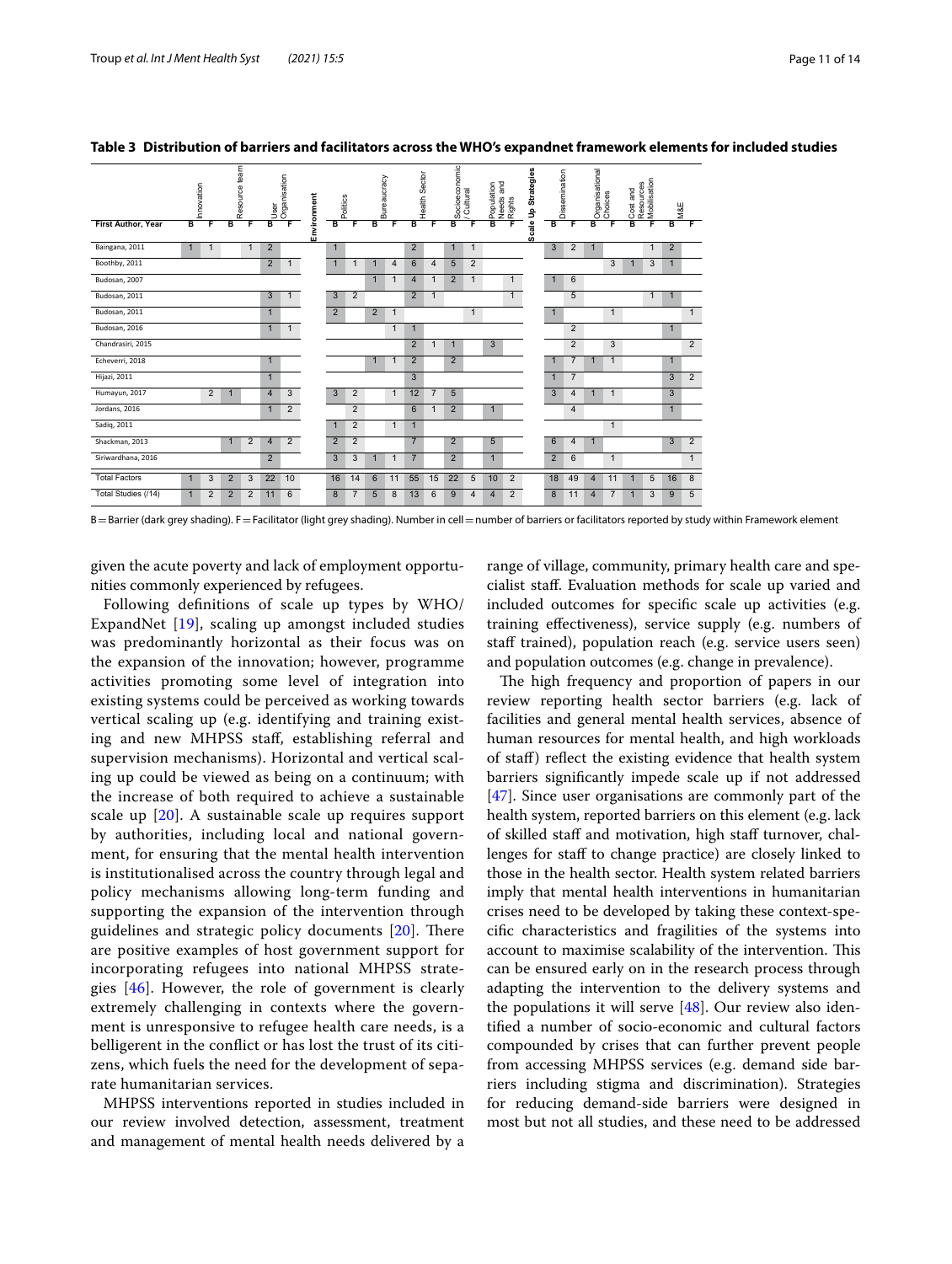**Table 3 Distribution of barriers and facilitators across the WHO's expandnet framework elements for included studies**

| | Innovation | | Resource team | | User Organisation | | Environment | Politics | | Bureaucracy | | Health Sector | | Socioeconomic / Cultural | | Population Needs and Rights | | Scale Up Strategies | Dissemination | | Organisational Choices | | Cost and Resources Mobilisation | | M&E | |
|---|---|---|---|---|---|---|---|---|---|---|---|---|---|---|---|---|---|---|---|---|---|---|---|---|---|---|
| **First Author, Year** | **B** | **F** | **B** | **F** | **B** | **F** | | **B** | **F** | **B** | **F** | **B** | **F** | **B** | **F** | **B** | **F** | | **B** | **F** | **B** | **F** | **B** | **F** | **B** | **F** |
| Baingana, 2011 | 1 | 1 | | 1 | 2 | | | 1 | | | | 2 | | 1 | 1 | | | | 3 | 2 | 1 | | | 1 | 2 | |
| Boothby, 2011 | | | | | 2 | 1 | | 1 | 1 | 1 | 4 | 6 | 4 | 5 | 2 | | | | | | | 3 | 1 | 3 | 1 | |
| Budosan, 2007 | | | | | | | | | | 1 | 1 | 4 | 1 | 2 | 1 | | 1 | | 1 | 6 | | | | | | |
| Budosan, 2011 | | | | | 3 | 1 | | 3 | 2 | | | 2 | 1 | | | | 1 | | | 5 | | | | 1 | 1 | |
| Budosan, 2011 | | | | | 1 | | | 2 | | 2 | 1 | | | | 1 | | | | 1 | | | 1 | | | | 1 |
| Budosan, 2016 | | | | | 1 | 1 | | | | | 1 | 1 | | | | | | | | 2 | | | | | 1 | |
| Chandrasiri, 2015 | | | | | | | | | | | | 2 | 1 | 1 | | 3 | | | | 2 | | 3 | | | | 2 |
| Echeverri, 2018 | | | | | 1 | | | | | 1 | 1 | 2 | | 2 | | | | | 1 | 7 | 1 | 1 | | | 1 | |
| Hijazi, 2011 | | | | | 1 | | | | | | | 3 | | | | | | | 1 | 7 | | | | | 3 | 2 |
| Humayun, 2017 | | 2 | 1 | | 4 | 3 | | 3 | 2 | | 1 | 12 | 7 | 5 | | | | | 3 | 4 | 1 | 1 | | | 3 | |
| Jordans, 2016 | | | | | 1 | 2 | | | 2 | | | 6 | 1 | 2 | | 1 | | | | 4 | | | | | 1 | |
| Sadiq, 2011 | | | | | | | | 1 | 2 | | 1 | 1 | | | | | | | | | | 1 | | | | |
| Shackman, 2013 | | | 1 | 2 | 4 | 2 | | 2 | 2 | | | 7 | | 2 | | 5 | | | 6 | 4 | 1 | | | | 3 | 2 |
| Siriwardhana, 2016 | | | | | 2 | | | 3 | 3 | 1 | 1 | 7 | | 2 | | 1 | | | 2 | 6 | | 1 | | | | 1 |
| Total Factors | 1 | 3 | 2 | 3 | 22 | 10 | | 16 | 14 | 6 | 11 | 55 | 15 | 22 | 5 | 10 | 2 | | 18 | 49 | 4 | 11 | 1 | 5 | 16 | 8 |
| Total Studies (/14) | 1 | 2 | 2 | 2 | 11 | 6 | | 8 | 7 | 5 | 8 | 13 | 6 | 9 | 4 | 4 | 2 | | 8 | 11 | 4 | 7 | 1 | 3 | 9 | 5 |

B = Barrier (dark grey shading). F = Facilitator (light grey shading). Number in cell = number of barriers or facilitators reported by study within Framework element

given the acute poverty and lack of employment opportunities commonly experienced by refugees.

Following definitions of scale up types by WHO/ExpandNet [19], scaling up amongst included studies was predominantly horizontal as their focus was on the expansion of the innovation; however, programme activities promoting some level of integration into existing systems could be perceived as working towards vertical scaling up (e.g. identifying and training existing and new MHPSS staff, establishing referral and supervision mechanisms). Horizontal and vertical scaling up could be viewed as being on a continuum; with the increase of both required to achieve a sustainable scale up [20]. A sustainable scale up requires support by authorities, including local and national government, for ensuring that the mental health intervention is institutionalised across the country through legal and policy mechanisms allowing long-term funding and supporting the expansion of the intervention through guidelines and strategic policy documents [20]. There are positive examples of host government support for incorporating refugees into national MHPSS strategies [46]. However, the role of government is clearly extremely challenging in contexts where the government is unresponsive to refugee health care needs, is a belligerent in the conflict or has lost the trust of its citizens, which fuels the need for the development of separate humanitarian services.

MHPSS interventions reported in studies included in our review involved detection, assessment, treatment and management of mental health needs delivered by a range of village, community, primary health care and specialist staff. Evaluation methods for scale up varied and included outcomes for specific scale up activities (e.g. training effectiveness), service supply (e.g. numbers of staff trained), population reach (e.g. service users seen) and population outcomes (e.g. change in prevalence).

The high frequency and proportion of papers in our review reporting health sector barriers (e.g. lack of facilities and general mental health services, absence of human resources for mental health, and high workloads of staff) reflect the existing evidence that health system barriers significantly impede scale up if not addressed [47]. Since user organisations are commonly part of the health system, reported barriers on this element (e.g. lack of skilled staff and motivation, high staff turnover, challenges for staff to change practice) are closely linked to those in the health sector. Health system related barriers imply that mental health interventions in humanitarian crises need to be developed by taking these context-specific characteristics and fragilities of the systems into account to maximise scalability of the intervention. This can be ensured early on in the research process through adapting the intervention to the delivery systems and the populations it will serve [48]. Our review also identified a number of socio-economic and cultural factors compounded by crises that can further prevent people from accessing MHPSS services (e.g. demand side barriers including stigma and discrimination). Strategies for reducing demand-side barriers were designed in most but not all studies, and these need to be addressed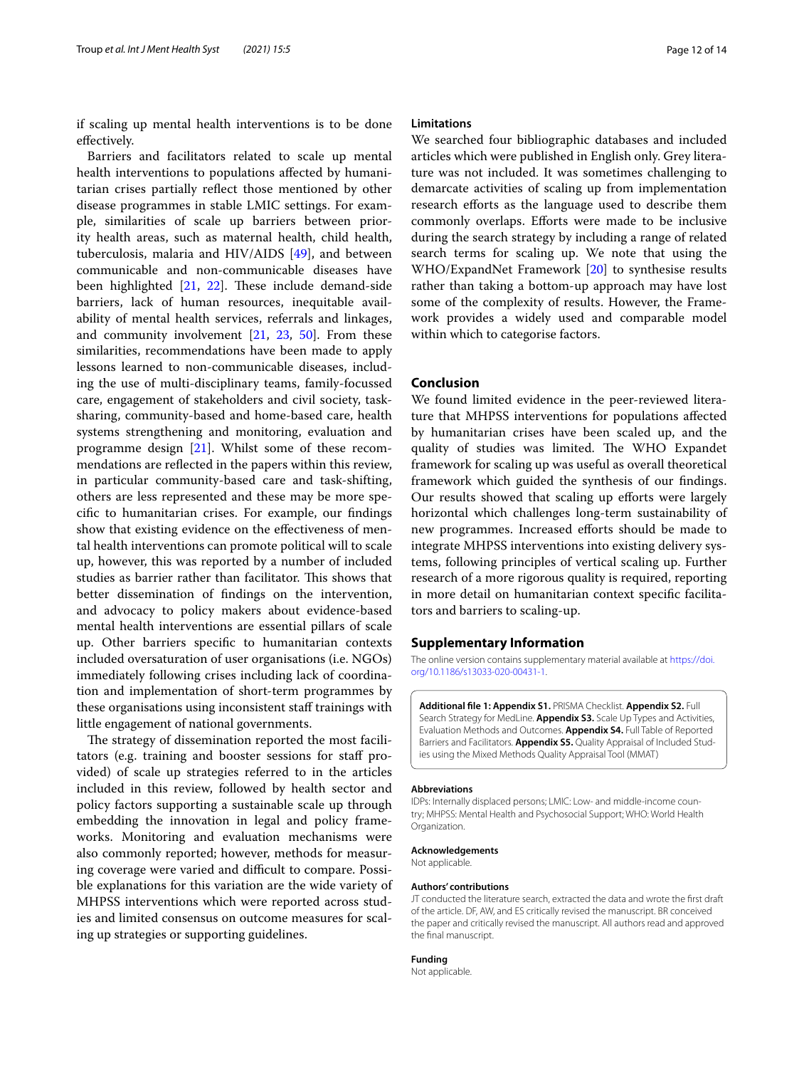if scaling up mental health interventions is to be done effectively.

Barriers and facilitators related to scale up mental health interventions to populations affected by humanitarian crises partially reflect those mentioned by other disease programmes in stable LMIC settings. For example, similarities of scale up barriers between priority health areas, such as maternal health, child health, tuberculosis, malaria and HIV/AIDS [49], and between communicable and non-communicable diseases have been highlighted [21, 22]. These include demand-side barriers, lack of human resources, inequitable availability of mental health services, referrals and linkages, and community involvement [21, 23, 50]. From these similarities, recommendations have been made to apply lessons learned to non-communicable diseases, including the use of multi-disciplinary teams, family-focussed care, engagement of stakeholders and civil society, task-sharing, community-based and home-based care, health systems strengthening and monitoring, evaluation and programme design [21]. Whilst some of these recommendations are reflected in the papers within this review, in particular community-based care and task-shifting, others are less represented and these may be more specific to humanitarian crises. For example, our findings show that existing evidence on the effectiveness of mental health interventions can promote political will to scale up, however, this was reported by a number of included studies as barrier rather than facilitator. This shows that better dissemination of findings on the intervention, and advocacy to policy makers about evidence-based mental health interventions are essential pillars of scale up. Other barriers specific to humanitarian contexts included oversaturation of user organisations (i.e. NGOs) immediately following crises including lack of coordination and implementation of short-term programmes by these organisations using inconsistent staff trainings with little engagement of national governments.

The strategy of dissemination reported the most facilitators (e.g. training and booster sessions for staff provided) of scale up strategies referred to in the articles included in this review, followed by health sector and policy factors supporting a sustainable scale up through embedding the innovation in legal and policy frameworks. Monitoring and evaluation mechanisms were also commonly reported; however, methods for measuring coverage were varied and difficult to compare. Possible explanations for this variation are the wide variety of MHPSS interventions which were reported across studies and limited consensus on outcome measures for scaling up strategies or supporting guidelines.

### Limitations

We searched four bibliographic databases and included articles which were published in English only. Grey literature was not included. It was sometimes challenging to demarcate activities of scaling up from implementation research efforts as the language used to describe them commonly overlaps. Efforts were made to be inclusive during the search strategy by including a range of related search terms for scaling up. We note that using the WHO/ExpandNet Framework [20] to synthesise results rather than taking a bottom-up approach may have lost some of the complexity of results. However, the Framework provides a widely used and comparable model within which to categorise factors.

## Conclusion

We found limited evidence in the peer-reviewed literature that MHPSS interventions for populations affected by humanitarian crises have been scaled up, and the quality of studies was limited. The WHO Expandet framework for scaling up was useful as overall theoretical framework which guided the synthesis of our findings. Our results showed that scaling up efforts were largely horizontal which challenges long-term sustainability of new programmes. Increased efforts should be made to integrate MHPSS interventions into existing delivery systems, following principles of vertical scaling up. Further research of a more rigorous quality is required, reporting in more detail on humanitarian context specific facilitators and barriers to scaling-up.

## Supplementary Information

The online version contains supplementary material available at https://doi.org/10.1186/s13033-020-00431-1.

**Additional file 1: Appendix S1.** PRISMA Checklist. **Appendix S2.** Full Search Strategy for MedLine. **Appendix S3.** Scale Up Types and Activities, Evaluation Methods and Outcomes. **Appendix S4.** Full Table of Reported Barriers and Facilitators. **Appendix S5.** Quality Appraisal of Included Studies using the Mixed Methods Quality Appraisal Tool (MMAT)

#### Abbreviations

IDPs: Internally displaced persons; LMIC: Low- and middle-income country; MHPSS: Mental Health and Psychosocial Support; WHO: World Health Organization.

#### Acknowledgements

Not applicable.

#### Authors' contributions

JT conducted the literature search, extracted the data and wrote the first draft of the article. DF, AW, and ES critically revised the manuscript. BR conceived the paper and critically revised the manuscript. All authors read and approved the final manuscript.

#### Funding

Not applicable.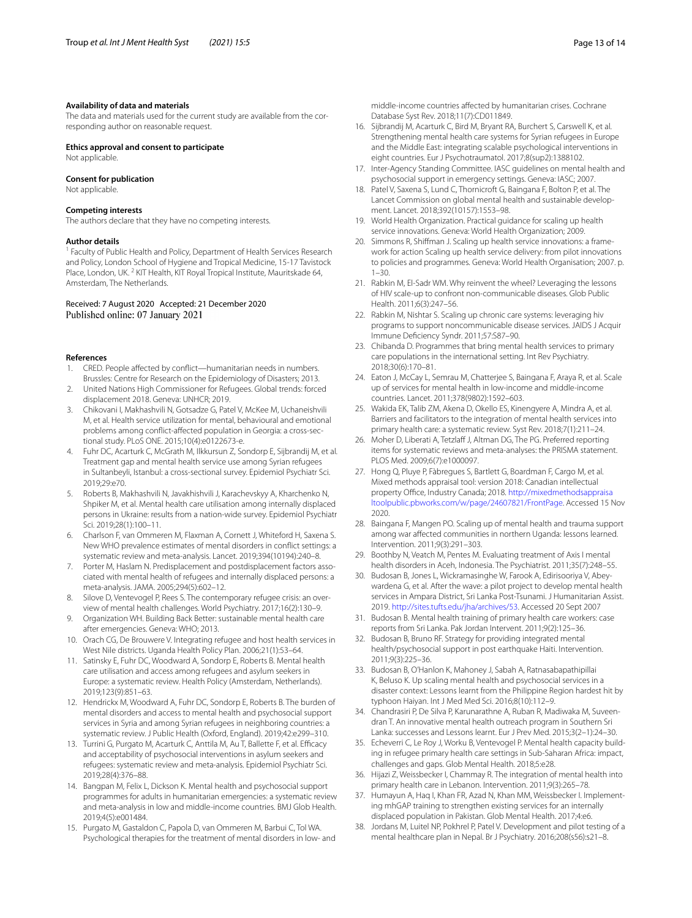#### Availability of data and materials

The data and materials used for the current study are available from the corresponding author on reasonable request.

#### Ethics approval and consent to participate

Not applicable.

#### Consent for publication

Not applicable.

#### Competing interests

The authors declare that they have no competing interests.

#### Author details

[1] Faculty of Public Health and Policy, Department of Health Services Research and Policy, London School of Hygiene and Tropical Medicine, 15-17 Tavistock Place, London, UK. [2] KIT Health, KIT Royal Tropical Institute, Mauritskade 64, Amsterdam, The Netherlands.

Received: 7 August 2020 Accepted: 21 December 2020
Published online: 07 January 2021

#### References

1. CRED. People affected by conflict—humanitarian needs in numbers. Brussles: Centre for Research on the Epidemiology of Disasters; 2013.
2. United Nations High Commissioner for Refugees. Global trends: forced displacement 2018. Geneva: UNHCR; 2019.
3. Chikovani I, Makhashvili N, Gotsadze G, Patel V, McKee M, Uchaneishvili M, et al. Health service utilization for mental, behavioural and emotional problems among conflict-affected population in Georgia: a cross-sectional study. PLoS ONE. 2015;10(4):e0122673-e.
4. Fuhr DC, Acarturk C, McGrath M, Ilkkursun Z, Sondorp E, Sijbrandij M, et al. Treatment gap and mental health service use among Syrian refugees in Sultanbeyli, Istanbul: a cross-sectional survey. Epidemiol Psychiatr Sci. 2019;29:e70.
5. Roberts B, Makhashvili N, Javakhishvili J, Karachevskyy A, Kharchenko N, Shpiker M, et al. Mental health care utilisation among internally displaced persons in Ukraine: results from a nation-wide survey. Epidemiol Psychiatr Sci. 2019;28(1):100–11.
6. Charlson F, van Ommeren M, Flaxman A, Cornett J, Whiteford H, Saxena S. New WHO prevalence estimates of mental disorders in conflict settings: a systematic review and meta-analysis. Lancet. 2019;394(10194):240–8.
7. Porter M, Haslam N. Predisplacement and postdisplacement factors associated with mental health of refugees and internally displaced persons: a meta-analysis. JAMA. 2005;294(5):602–12.
8. Silove D, Ventevogel P, Rees S. The contemporary refugee crisis: an overview of mental health challenges. World Psychiatry. 2017;16(2):130–9.
9. Organization WH. Building Back Better: sustainable mental health care after emergencies. Geneva: WHO; 2013.
10. Orach CG, De Brouwere V. Integrating refugee and host health services in West Nile districts. Uganda Health Policy Plan. 2006;21(1):53–64.
11. Satinsky E, Fuhr DC, Woodward A, Sondorp E, Roberts B. Mental health care utilisation and access among refugees and asylum seekers in Europe: a systematic review. Health Policy (Amsterdam, Netherlands). 2019;123(9):851–63.
12. Hendrickx M, Woodward A, Fuhr DC, Sondorp E, Roberts B. The burden of mental disorders and access to mental health and psychosocial support services in Syria and among Syrian refugees in neighboring countries: a systematic review. J Public Health (Oxford, England). 2019;42:e299–310.
13. Turrini G, Purgato M, Acarturk C, Anttila M, Au T, Ballette F, et al. Efficacy and acceptability of psychosocial interventions in asylum seekers and refugees: systematic review and meta-analysis. Epidemiol Psychiatr Sci. 2019;28(4):376–88.
14. Bangpan M, Felix L, Dickson K. Mental health and psychosocial support programmes for adults in humanitarian emergencies: a systematic review and meta-analysis in low and middle-income countries. BMJ Glob Health. 2019;4(5):e001484.
15. Purgato M, Gastaldon C, Papola D, van Ommeren M, Barbui C, Tol WA. Psychological therapies for the treatment of mental disorders in low- and middle-income countries affected by humanitarian crises. Cochrane Database Syst Rev. 2018;11(7):CD011849.
16. Sijbrandij M, Acarturk C, Bird M, Bryant RA, Burchert S, Carswell K, et al. Strengthening mental health care systems for Syrian refugees in Europe and the Middle East: integrating scalable psychological interventions in eight countries. Eur J Psychotraumatol. 2017;8(sup2):1388102.
17. Inter-Agency Standing Committee. IASC guidelines on mental health and psychosocial support in emergency settings. Geneva: IASC; 2007.
18. Patel V, Saxena S, Lund C, Thornicroft G, Baingana F, Bolton P, et al. The Lancet Commission on global mental health and sustainable development. Lancet. 2018;392(10157):1553–98.
19. World Health Organization. Practical guidance for scaling up health service innovations. Geneva: World Health Organization; 2009.
20. Simmons R, Shiffman J. Scaling up health service innovations: a framework for action Scaling up health service delivery: from pilot innovations to policies and programmes. Geneva: World Health Organisation; 2007. p. 1–30.
21. Rabkin M, El-Sadr WM. Why reinvent the wheel? Leveraging the lessons of HIV scale-up to confront non-communicable diseases. Glob Public Health. 2011;6(3):247–56.
22. Rabkin M, Nishtar S. Scaling up chronic care systems: leveraging hiv programs to support noncommunicable disease services. JAIDS J Acquir Immune Deficiency Syndr. 2011;57:S87–90.
23. Chibanda D. Programmes that bring mental health services to primary care populations in the international setting. Int Rev Psychiatry. 2018;30(6):170–81.
24. Eaton J, McCay L, Semrau M, Chatterjee S, Baingana F, Araya R, et al. Scale up of services for mental health in low-income and middle-income countries. Lancet. 2011;378(9802):1592–603.
25. Wakida EK, Talib ZM, Akena D, Okello ES, Kinengyere A, Mindra A, et al. Barriers and facilitators to the integration of mental health services into primary health care: a systematic review. Syst Rev. 2018;7(1):211–24.
26. Moher D, Liberati A, Tetzlaff J, Altman DG, The PG. Preferred reporting items for systematic reviews and meta-analyses: the PRISMA statement. PLOS Med. 2009;6(7):e1000097.
27. Hong Q, Pluye P, Fàbregues S, Bartlett G, Boardman F, Cargo M, et al. Mixed methods appraisal tool: version 2018: Canadian intellectual property Office, Industry Canada; 2018. http://mixedmethodsappraisaltoolpublic.pbworks.com/w/page/24607821/FrontPage. Accessed 15 Nov 2020.
28. Baingana F, Mangen PO. Scaling up of mental health and trauma support among war affected communities in northern Uganda: lessons learned. Intervention. 2011;9(3):291–303.
29. Boothby N, Veatch M, Pentes M. Evaluating treatment of Axis I mental health disorders in Aceh, Indonesia. The Psychiatrist. 2011;35(7):248–55.
30. Budosan B, Jones L, Wickramasinghe W, Farook A, Edirisooriya V, Abeywardena G, et al. After the wave: a pilot project to develop mental health services in Ampara District, Sri Lanka Post-Tsunami. J Humanitarian Assist. 2019. http://sites.tufts.edu/jha/archives/53. Accessed 20 Sept 2007
31. Budosan B. Mental health training of primary health care workers: case reports from Sri Lanka. Pak Jordan Intervent. 2011;9(2):125–36.
32. Budosan B, Bruno RF. Strategy for providing integrated mental health/psychosocial support in post earthquake Haiti. Intervention. 2011;9(3):225–36.
33. Budosan B, O'Hanlon K, Mahoney J, Sabah A, Ratnasabapathipillai K, Beluso K. Up scaling mental health and psychosocial services in a disaster context: Lessons learnt from the Philippine Region hardest hit by typhoon Haiyan. Int J Med Med Sci. 2016;8(10):112–9.
34. Chandrasiri P, De Silva P, Karunarathne A, Ruban R, Madiwaka M, Suveendran T. An innovative mental health outreach program in Southern Sri Lanka: successes and Lessons learnt. Eur J Prev Med. 2015;3(2–1):24–30.
35. Echeverri C, Le Roy J, Worku B, Ventevogel P. Mental health capacity building in refugee primary health care settings in Sub-Saharan Africa: impact, challenges and gaps. Glob Mental Health. 2018;5:e28.
36. Hijazi Z, Weissbecker I, Chammay R. The integration of mental health into primary health care in Lebanon. Intervention. 2011;9(3):265–78.
37. Humayun A, Haq I, Khan FR, Azad N, Khan MM, Weissbecker I. Implementing mhGAP training to strengthen existing services for an internally displaced population in Pakistan. Glob Mental Health. 2017;4:e6.
38. Jordans M, Luitel NP, Pokhrel P, Patel V. Development and pilot testing of a mental healthcare plan in Nepal. Br J Psychiatry. 2016;208(s56):s21–8.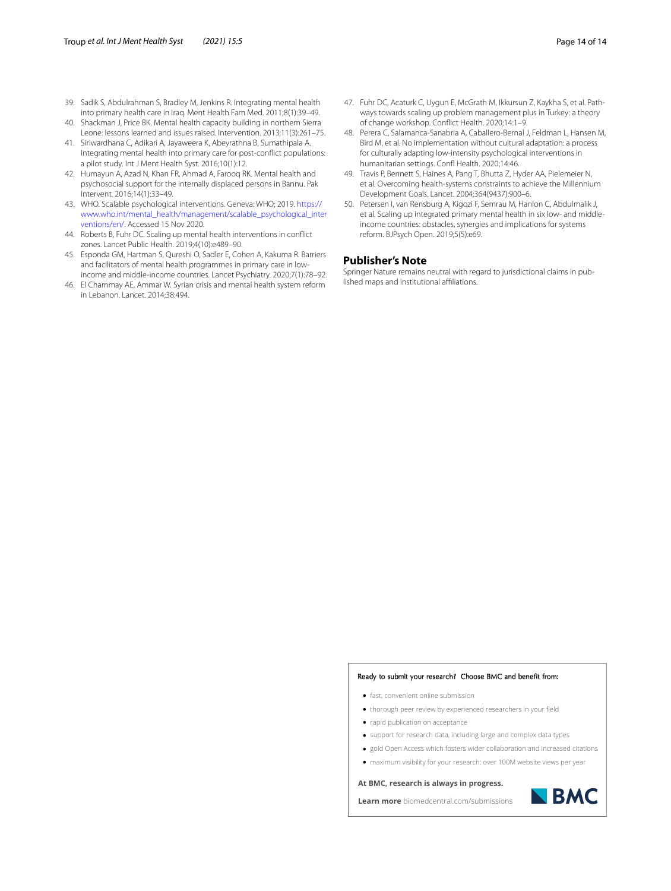39. Sadik S, Abdulrahman S, Bradley M, Jenkins R. Integrating mental health into primary health care in Iraq. Ment Health Fam Med. 2011;8(1):39–49.
40. Shackman J, Price BK. Mental health capacity building in northern Sierra Leone: lessons learned and issues raised. Intervention. 2013;11(3):261–75.
41. Siriwardhana C, Adikari A, Jayaweera K, Abeyrathna B, Sumathipala A. Integrating mental health into primary care for post-conflict populations: a pilot study. Int J Ment Health Syst. 2016;10(1):12.
42. Humayun A, Azad N, Khan FR, Ahmad A, Farooq RK. Mental health and psychosocial support for the internally displaced persons in Bannu. Pak Intervent. 2016;14(1):33–49.
43. WHO. Scalable psychological interventions. Geneva: WHO; 2019. https://www.who.int/mental_health/management/scalable_psychological_interventions/en/. Accessed 15 Nov 2020.
44. Roberts B, Fuhr DC. Scaling up mental health interventions in conflict zones. Lancet Public Health. 2019;4(10):e489–90.
45. Esponda GM, Hartman S, Qureshi O, Sadler E, Cohen A, Kakuma R. Barriers and facilitators of mental health programmes in primary care in low-income and middle-income countries. Lancet Psychiatry. 2020;7(1):78–92.
46. El Chammay AE, Ammar W. Syrian crisis and mental health system reform in Lebanon. Lancet. 2014;38:494.
47. Fuhr DC, Acaturk C, Uygun E, McGrath M, Ikkursun Z, Kaykha S, et al. Pathways towards scaling up problem management plus in Turkey: a theory of change workshop. Conflict Health. 2020;14:1–9.
48. Perera C, Salamanca-Sanabria A, Caballero-Bernal J, Feldman L, Hansen M, Bird M, et al. No implementation without cultural adaptation: a process for culturally adapting low-intensity psychological interventions in humanitarian settings. Confl Health. 2020;14:46.
49. Travis P, Bennett S, Haines A, Pang T, Bhutta Z, Hyder AA, Pielemeier N, et al. Overcoming health-systems constraints to achieve the Millennium Development Goals. Lancet. 2004;364(9437):900–6.
50. Petersen I, van Rensburg A, Kigozi F, Semrau M, Hanlon C, Abdulmalik J, et al. Scaling up integrated primary mental health in six low- and middle-income countries: obstacles, synergies and implications for systems reform. BJPsych Open. 2019;5(5):e69.

## Publisher's Note

Springer Nature remains neutral with regard to jurisdictional claims in published maps and institutional affiliations.

Ready to submit your research? Choose BMC and benefit from:

- fast, convenient online submission
- thorough peer review by experienced researchers in your field
- rapid publication on acceptance
- support for research data, including large and complex data types
- gold Open Access which fosters wider collaboration and increased citations
- maximum visibility for your research: over 100M website views per year

**At BMC, research is always in progress.**

**Learn more** biomedcentral.com/submissions

BMC